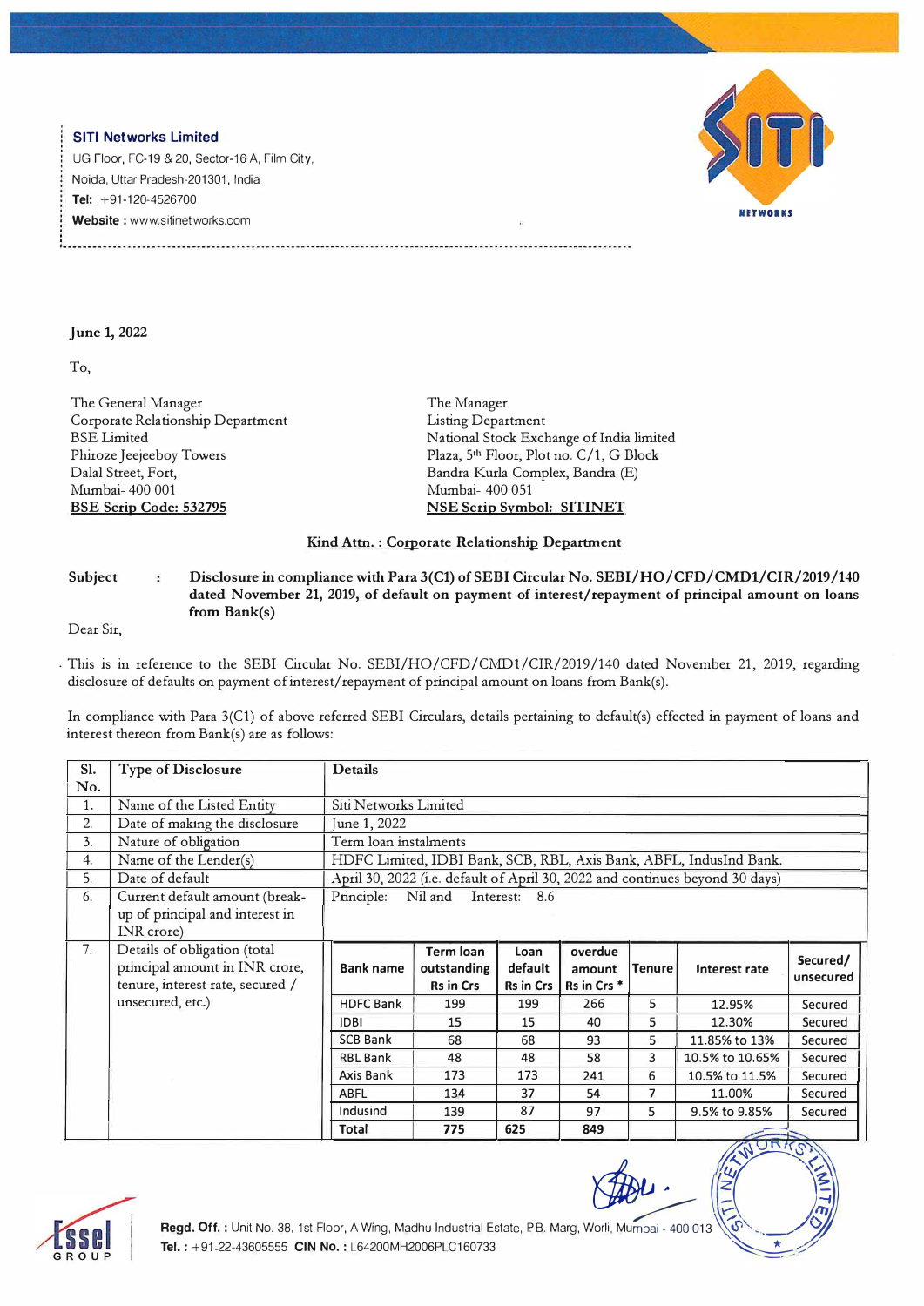**SITI Networks Limited**
UG Floor, FC-19 & 20, Sector-16 A, Film City,
Noida, Uttar Pradesh-201301, India
**Tel:** +91-120-4526700
**Website :** www.sitinetworks.com

**June 1, 2022**

To,

The General Manager
Corporate Relationship Department
BSE Limited
Phiroze Jeejeeboy Towers
Dalal Street, Fort,
Mumbai- 400 001
**BSE Scrip Code: 532795**

The Manager
Listing Department
National Stock Exchange of India limited
Plaza, 5th Floor, Plot no. C/1, G Block
Bandra Kurla Complex, Bandra (E)
Mumbai- 400 051
**NSE Scrip Symbol: SITINET**

**Kind Attn. : Corporate Relationship Department**

**Subject : Disclosure in compliance with Para 3(C1) of SEBI Circular No. SEBI/HO/CFD/CMD1/CIR/2019/140 dated November 21, 2019, of default on payment of interest/repayment of principal amount on loans from Bank(s)**

Dear Sir,

This is in reference to the SEBI Circular No. SEBI/HO/CFD/CMD1/CIR/2019/140 dated November 21, 2019, regarding disclosure of defaults on payment of interest/repayment of principal amount on loans from Bank(s).

In compliance with Para 3(C1) of above referred SEBI Circulars, details pertaining to default(s) effected in payment of loans and interest thereon from Bank(s) are as follows:

| Sl. No. | Type of Disclosure | Details |
|---|---|---|
| 1. | Name of the Listed Entity | Siti Networks Limited |
| 2. | Date of making the disclosure | June 1, 2022 |
| 3. | Nature of obligation | Term loan instalments |
| 4. | Name of the Lender(s) | HDFC Limited, IDBI Bank, SCB, RBL, Axis Bank, ABFL, IndusInd Bank. |
| 5. | Date of default | April 30, 2022 (i.e. default of April 30, 2022 and continues beyond 30 days) |
| 6. | Current default amount (break-up of principal and interest in INR crore) | Principle: Nil and Interest: 8.6 |
| 7. | Details of obligation (total principal amount in INR crore, tenure, interest rate, secured / unsecured, etc.) | See table below |

| Bank name | Term loan outstanding Rs in Crs | Loan default Rs in Crs | overdue amount Rs in Crs * | Tenure | Interest rate | Secured/ unsecured |
|---|---|---|---|---|---|---|
| HDFC Bank | 199 | 199 | 266 | 5 | 12.95% | Secured |
| IDBI | 15 | 15 | 40 | 5 | 12.30% | Secured |
| SCB Bank | 68 | 68 | 93 | 5 | 11.85% to 13% | Secured |
| RBL Bank | 48 | 48 | 58 | 3 | 10.5% to 10.65% | Secured |
| Axis Bank | 173 | 173 | 241 | 6 | 10.5% to 11.5% | Secured |
| ABFL | 134 | 37 | 54 | 7 | 11.00% | Secured |
| Indusind | 139 | 87 | 97 | 5 | 9.5% to 9.85% | Secured |
| **Total** | **775** | **625** | **849** | | | |

**Regd. Off. :** Unit No. 38, 1st Floor, A Wing, Madhu Industrial Estate, P.B. Marg, Worli, Mumbai - 400 013
**Tel. :** +91-22-43605555 **CIN No. :** L64200MH2006PLC160733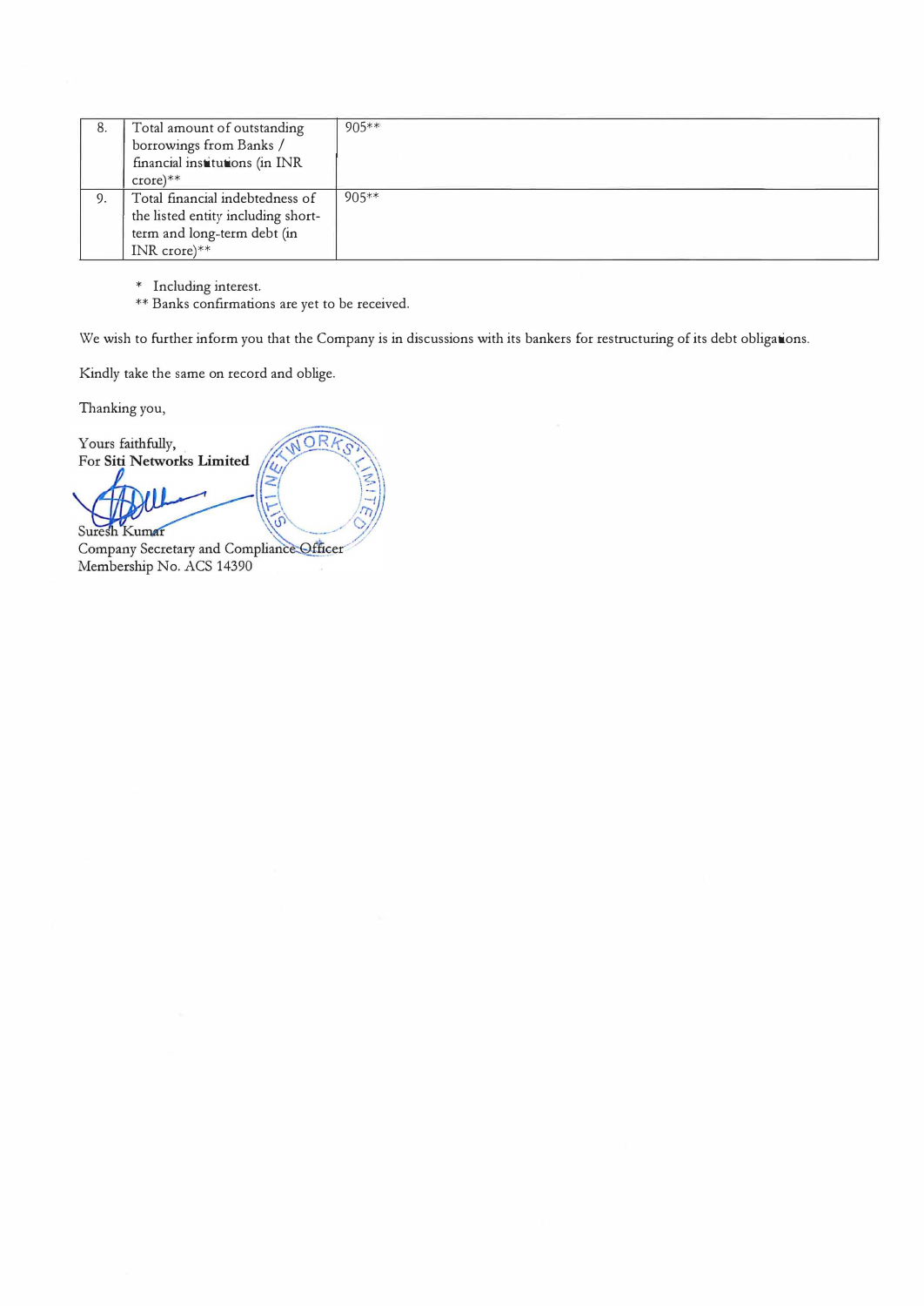| | | |
|---|---|---|
| 8. | Total amount of outstanding borrowings from Banks / financial institutions (in INR crore)** | 905** |
| 9. | Total financial indebtedness of the listed entity including short-term and long-term debt (in INR crore)** | 905** |

\* Including interest.
** Banks confirmations are yet to be received.

We wish to further inform you that the Company is in discussions with its bankers for restructuring of its debt obligations.

Kindly take the same on record and oblige.

Thanking you,

Yours faithfully,
For **Siti Networks Limited**

Suresh Kumar
Company Secretary and Compliance Officer
Membership No. ACS 14390